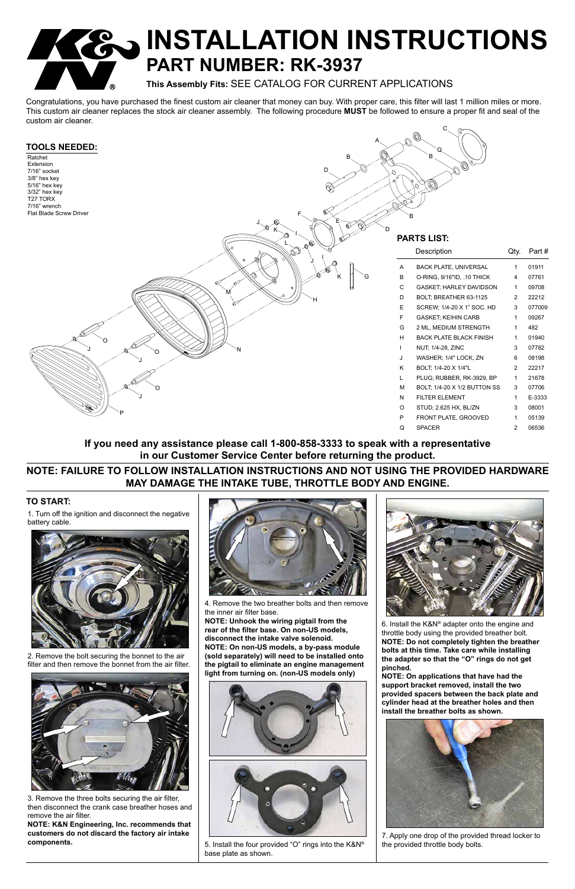# INSTALLATION INSTRUCTIONS

## PART NUMBER: RK-3937

**This Assembly Fits:** SEE CATALOG FOR CURRENT APPLICATIONS

Congratulations, you have purchased the finest custom air cleaner that money can buy. With proper care, this filter will last 1 million miles or more. This custom air cleaner replaces the stock air cleaner assembly. The following procedure **MUST** be followed to ensure a proper fit and seal of the custom air cleaner.

### TOOLS NEEDED:

- Ratchet
- Extension
- 7/16" socket
- 3/8" hex key
- 5/16" hex key
- 3/32" hex key
- T27 TORX
- 7/16" wrench
- Flat Blade Screw Driver

### PARTS LIST:

| | Description | Qty. | Part # |
|---|---|---|---|
| A | BACK PLATE, UNIVERSAL | 1 | 01911 |
| B | O-RING, 9/16"ID, .10 THICK | 4 | 07761 |
| C | GASKET; HARLEY DAVIDSON | 1 | 09708 |
| D | BOLT; BREATHER 63-1125 | 2 | 22212 |
| E | SCREW; 1/4-20 X 1" SOC. HD | 3 | 077009 |
| F | GASKET; KEIHIN CARB | 1 | 09267 |
| G | 2 ML, MEDIUM STRENGTH | 1 | 482 |
| H | BACK PLATE BLACK FINISH | 1 | 01940 |
| I | NUT; 1/4-28, ZINC | 3 | 07782 |
| J | WASHER; 1/4" LOCK, ZN | 6 | 08198 |
| K | BOLT; 1/4-20 X 1/4"L | 2 | 22217 |
| L | PLUG; RUBBER, RK-3929, BP | 1 | 21678 |
| M | BOLT; 1/4-20 X 1/2 BUTTON SS | 3 | 07706 |
| N | FILTER ELEMENT | 1 | E-3333 |
| O | STUD; 2.625 HX, BL/ZN | 3 | 08001 |
| P | FRONT PLATE, GROOVED | 1 | 05139 |
| Q | SPACER | 2 | 06536 |

**If you need any assistance please call 1-800-858-3333 to speak with a representative in our Customer Service Center before returning the product.**

**NOTE: FAILURE TO FOLLOW INSTALLATION INSTRUCTIONS AND NOT USING THE PROVIDED HARDWARE MAY DAMAGE THE INTAKE TUBE, THROTTLE BODY AND ENGINE.**

### TO START:

1. Turn off the ignition and disconnect the negative battery cable.

2. Remove the bolt securing the bonnet to the air filter and then remove the bonnet from the air filter.

3. Remove the three bolts securing the air filter, then disconnect the crank case breather hoses and remove the air filter.
**NOTE: K&N Engineering, Inc. recommends that customers do not discard the factory air intake components.**

4. Remove the two breather bolts and then remove the inner air filter base.
**NOTE: Unhook the wiring pigtail from the rear of the filter base. On non-US models, disconnect the intake valve solenoid.**
**NOTE: On non-US models, a by-pass module (sold separately) will need to be installed onto the pigtail to eliminate an engine management light from turning on. (non-US models only)**

5. Install the four provided "O" rings into the K&N® base plate as shown.

6. Install the K&N® adapter onto the engine and throttle body using the provided breather bolt.
**NOTE: Do not completely tighten the breather bolts at this time. Take care while installing the adapter so that the "O" rings do not get pinched.**
**NOTE: On applications that have had the support bracket removed, install the two provided spacers between the back plate and cylinder head at the breather holes and then install the breather bolts as shown.**

7. Apply one drop of the provided thread locker to the provided throttle body bolts.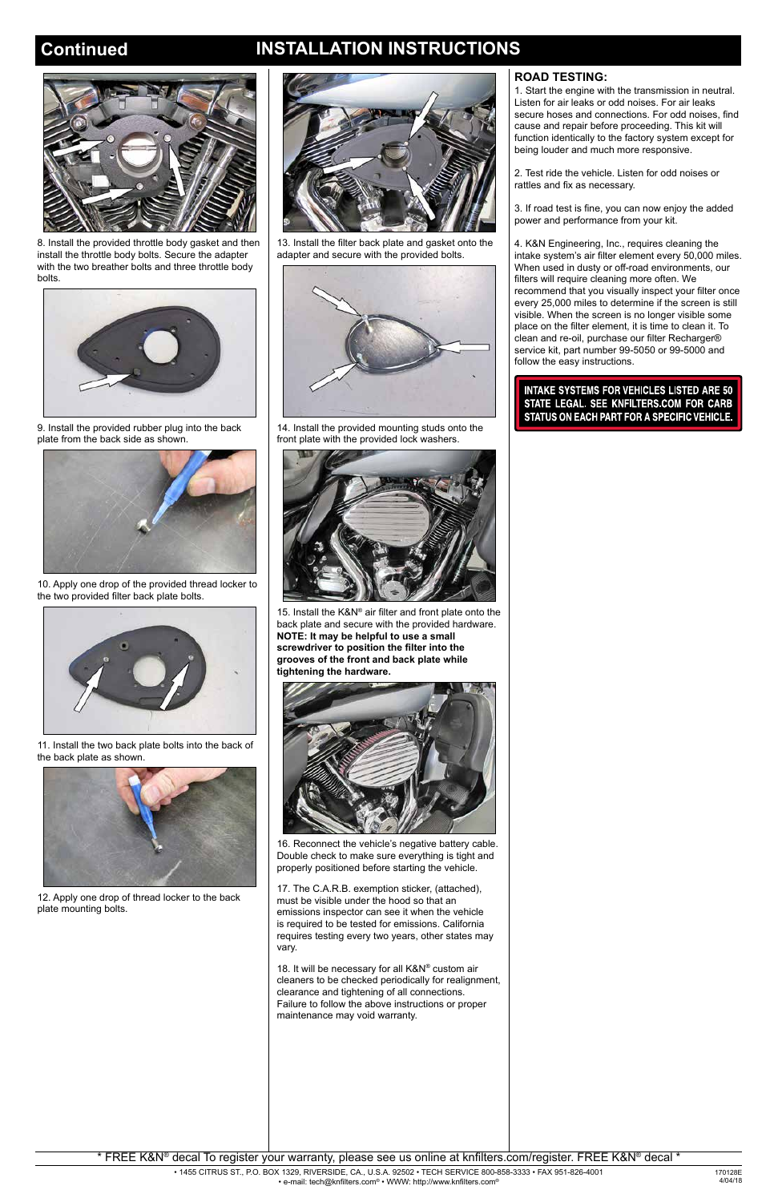## Continued

# INSTALLATION INSTRUCTIONS

8. Install the provided throttle body gasket and then install the throttle body bolts. Secure the adapter with the two breather bolts and three throttle body bolts.

9. Install the provided rubber plug into the back plate from the back side as shown.

10. Apply one drop of the provided thread locker to the two provided filter back plate bolts.

11. Install the two back plate bolts into the back of the back plate as shown.

12. Apply one drop of thread locker to the back plate mounting bolts.

13. Install the filter back plate and gasket onto the adapter and secure with the provided bolts.

14. Install the provided mounting studs onto the front plate with the provided lock washers.

15. Install the K&N® air filter and front plate onto the back plate and secure with the provided hardware. **NOTE: It may be helpful to use a small screwdriver to position the filter into the grooves of the front and back plate while tightening the hardware.**

16. Reconnect the vehicle's negative battery cable. Double check to make sure everything is tight and properly positioned before starting the vehicle.

17. The C.A.R.B. exemption sticker, (attached), must be visible under the hood so that an emissions inspector can see it when the vehicle is required to be tested for emissions. California requires testing every two years, other states may vary.

18. It will be necessary for all K&N® custom air cleaners to be checked periodically for realignment, clearance and tightening of all connections. Failure to follow the above instructions or proper maintenance may void warranty.

### ROAD TESTING:

1. Start the engine with the transmission in neutral. Listen for air leaks or odd noises. For air leaks secure hoses and connections. For odd noises, find cause and repair before proceeding. This kit will function identically to the factory system except for being louder and much more responsive.

2. Test ride the vehicle. Listen for odd noises or rattles and fix as necessary.

3. If road test is fine, you can now enjoy the added power and performance from your kit.

4. K&N Engineering, Inc., requires cleaning the intake system's air filter element every 50,000 miles. When used in dusty or off-road environments, our filters will require cleaning more often. We recommend that you visually inspect your filter once every 25,000 miles to determine if the screen is still visible. When the screen is no longer visible some place on the filter element, it is time to clean it. To clean and re-oil, purchase our filter Recharger® service kit, part number 99-5050 or 99-5000 and follow the easy instructions.

**INTAKE SYSTEMS FOR VEHICLES LISTED ARE 50 STATE LEGAL. SEE KNFILTERS.COM FOR CARB STATUS ON EACH PART FOR A SPECIFIC VEHICLE.**

\* FREE K&N® decal To register your warranty, please see us online at knfilters.com/register. FREE K&N® decal \*

• 1455 CITRUS ST., P.O. BOX 1329, RIVERSIDE, CA., U.S.A. 92502 • TECH SERVICE 800-858-3333 • FAX 951-826-4001
• e-mail: tech@knfilters.com® • WWW: http://www.knfilters.com®

170128E
4/04/18